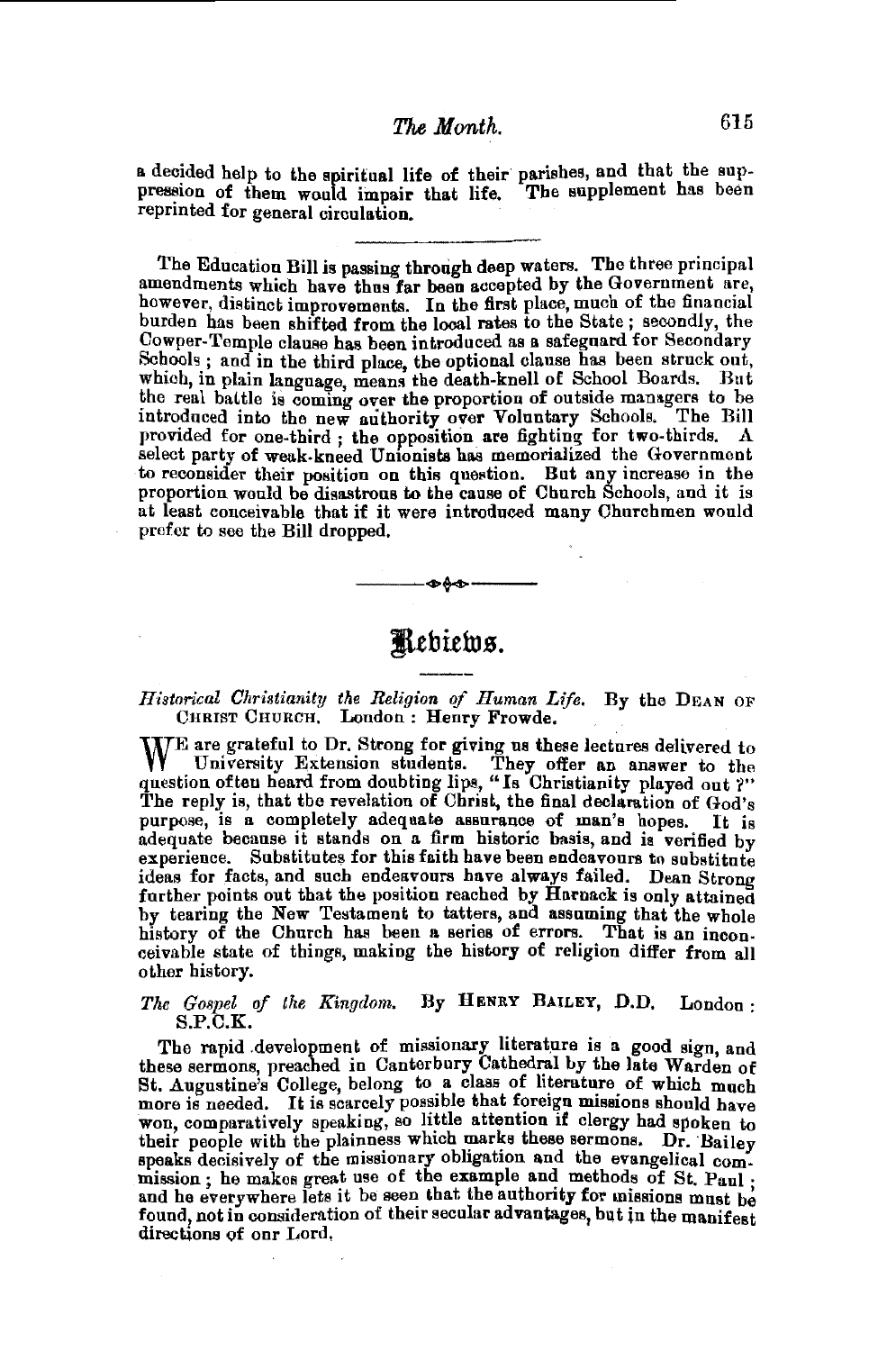a decided help to the spiritual life of their parishes, and that the suppression of them would impair that life. The supplement has been reprinted for general circulation.

---

The Education Bill is passing through deep waters. The three principal amendments which have thus far been accepted by the Government are, however, distinct improvements. In the first place, much of the financial burden has been shifted from the local rates to the State; secondly, the Cowper-Temple clause has been introduced as a safeguard for Secondary Schools; and in the third place, the optional clause has been struck out, which, in plain language, means the death-knell of School Boards. But the real battle is coming over the proportion of outside managers to be introduced into the new authority over Voluntary Schools. The Bill provided for one-third; the opposition are fighting for two-thirds. A select party of weak-kneed Unionists has memorialized the Government to reconsider their position on this question. But any increase in the proportion would be disastrous to the cause of Church Schools, and it is at least conceivable that if it were introduced many Churchmen would prefer to see the Bill dropped.

---

# Reviews.

*Historical Christianity the Religion of Human Life.* By the DEAN OF CHRIST CHURCH. London: Henry Frowde.

WE are grateful to Dr. Strong for giving us these lectures delivered to University Extension students. They offer an answer to the question often heard from doubting lips, "Is Christianity played out?" The reply is, that the revelation of Christ, the final declaration of God's purpose, is a completely adequate assurance of man's hopes. It is adequate because it stands on a firm historic basis, and is verified by experience. Substitutes for this faith have been endeavours to substitute ideas for facts, and such endeavours have always failed. Dean Strong further points out that the position reached by Harnack is only attained by tearing the New Testament to tatters, and assuming that the whole history of the Church has been a series of errors. That is an inconceivable state of things, making the history of religion differ from all other history.

*The Gospel of the Kingdom.* By HENRY BAILEY, D.D. London: S.P.C.K.

The rapid development of missionary literature is a good sign, and these sermons, preached in Canterbury Cathedral by the late Warden of St. Augustine's College, belong to a class of literature of which much more is needed. It is scarcely possible that foreign missions should have won, comparatively speaking, so little attention if clergy had spoken to their people with the plainness which marks these sermons. Dr. Bailey speaks decisively of the missionary obligation and the evangelical commission; he makes great use of the example and methods of St. Paul; and he everywhere lets it be seen that the authority for missions must be found, not in consideration of their secular advantages, but in the manifest directions of our Lord.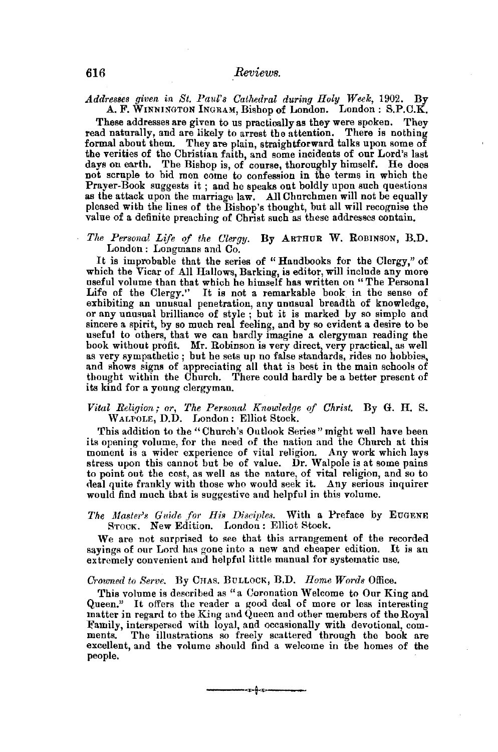*Addresses given in St. Paul's Cathedral during Holy Week*, 1902. By A. F. WINNINGTON INGRAM, Bishop of London. London: S.P.C.K.

These addresses are given to us practically as they were spoken. They read naturally, and are likely to arrest the attention. There is nothing formal about them. They are plain, straightforward talks upon some of the verities of the Christian faith, and some incidents of our Lord's last days on earth. The Bishop is, of course, thoroughly himself. He does not scruple to bid men come to confession in the terms in which the Prayer-Book suggests it; and he speaks out boldly upon such questions as the attack upon the marriage law. All Churchmen will not be equally pleased with the lines of the Bishop's thought, but all will recognise the value of a definite preaching of Christ such as these addresses contain.

*The Personal Life of the Clergy.* By ARTHUR W. ROBINSON, B.D. London: Longmans and Co.

It is improbable that the series of "Handbooks for the Clergy," of which the Vicar of All Hallows, Barking, is editor, will include any more useful volume than that which he himself has written on "The Personal Life of the Clergy." It is not a remarkable book in the sense of exhibiting an unusual penetration, any unusual breadth of knowledge, or any unusual brilliance of style; but it is marked by so simple and sincere a spirit, by so much real feeling, and by so evident a desire to be useful to others, that we can hardly imagine a clergyman reading the book without profit. Mr. Robinson is very direct, very practical, as well as very sympathetic; but he sets up no false standards, rides no hobbies, and shows signs of appreciating all that is best in the main schools of thought within the Church. There could hardly be a better present of its kind for a young clergyman.

*Vital Religion; or, The Personal Knowledge of Christ.* By G. H. S. WALPOLE, D.D. London: Elliot Stock.

This addition to the "Church's Outlook Series" might well have been its opening volume, for the need of the nation and the Church at this moment is a wider experience of vital religion. Any work which lays stress upon this cannot but be of value. Dr. Walpole is at some pains to point out the cost, as well as the nature, of vital religion, and so to deal quite frankly with those who would seek it. Any serious inquirer would find much that is suggestive and helpful in this volume.

*The Master's Guide for His Disciples.* With a Preface by EUGENE STOCK. New Edition. London: Elliot Stock.

We are not surprised to see that this arrangement of the recorded sayings of our Lord has gone into a new and cheaper edition. It is an extremely convenient and helpful little manual for systematic use.

*Crowned to Serve.* By CHAS. BULLOCK, B.D. *Home Words* Office.

This volume is described as "a Coronation Welcome to Our King and Queen." It offers the reader a good deal of more or less interesting matter in regard to the King and Queen and other members of the Royal Family, interspersed with loyal, and occasionally with devotional, comments. The illustrations so freely scattered through the book are excellent, and the volume should find a welcome in the homes of the people.